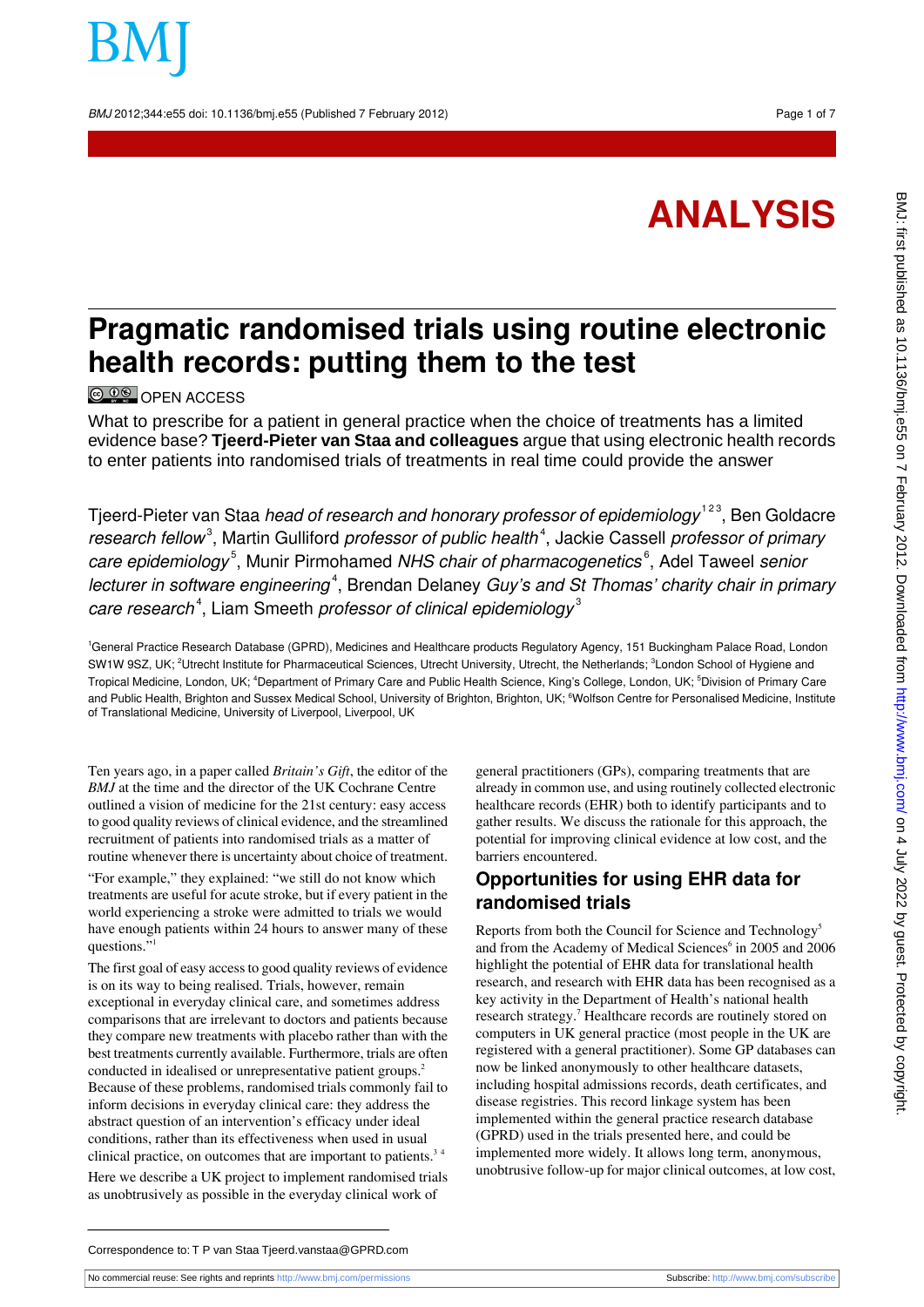ANALYSIS

# Pragmatic randomised trials using routine electronic health records: putting them to the test

OPEN ACCESS

What to prescribe for a patient in general practice when the choice of treatments has a limited evidence base? **Tjeerd-Pieter van Staa and colleagues** argue that using electronic health records to enter patients into randomised trials of treatments in real time could provide the answer

Tjeerd-Pieter van Staa *head of research and honorary professor of epidemiology*[1 2 3], Ben Goldacre *research fellow*[3], Martin Gulliford *professor of public health*[4], Jackie Cassell *professor of primary care epidemiology*[5], Munir Pirmohamed *NHS chair of pharmacogenetics*[6], Adel Taweel *senior lecturer in software engineering*[4], Brendan Delaney *Guy's and St Thomas' charity chair in primary care research*[4], Liam Smeeth *professor of clinical epidemiology*[3]

[1]General Practice Research Database (GPRD), Medicines and Healthcare products Regulatory Agency, 151 Buckingham Palace Road, London SW1W 9SZ, UK; [2]Utrecht Institute for Pharmaceutical Sciences, Utrecht University, Utrecht, the Netherlands; [3]London School of Hygiene and Tropical Medicine, London, UK; [4]Department of Primary Care and Public Health Science, King's College, London, UK; [5]Division of Primary Care and Public Health, Brighton and Sussex Medical School, University of Brighton, Brighton, UK; [6]Wolfson Centre for Personalised Medicine, Institute of Translational Medicine, University of Liverpool, Liverpool, UK

Ten years ago, in a paper called *Britain's Gift*, the editor of the *BMJ* at the time and the director of the UK Cochrane Centre outlined a vision of medicine for the 21st century: easy access to good quality reviews of clinical evidence, and the streamlined recruitment of patients into randomised trials as a matter of routine whenever there is uncertainty about choice of treatment.

"For example," they explained: "we still do not know which treatments are useful for acute stroke, but if every patient in the world experiencing a stroke were admitted to trials we would have enough patients within 24 hours to answer many of these questions."[1]

The first goal of easy access to good quality reviews of evidence is on its way to being realised. Trials, however, remain exceptional in everyday clinical care, and sometimes address comparisons that are irrelevant to doctors and patients because they compare new treatments with placebo rather than with the best treatments currently available. Furthermore, trials are often conducted in idealised or unrepresentative patient groups.[2] Because of these problems, randomised trials commonly fail to inform decisions in everyday clinical care: they address the abstract question of an intervention's efficacy under ideal conditions, rather than its effectiveness when used in usual clinical practice, on outcomes that are important to patients.[3 4]

Here we describe a UK project to implement randomised trials as unobtrusively as possible in the everyday clinical work of general practitioners (GPs), comparing treatments that are already in common use, and using routinely collected electronic healthcare records (EHR) both to identify participants and to gather results. We discuss the rationale for this approach, the potential for improving clinical evidence at low cost, and the barriers encountered.

## Opportunities for using EHR data for randomised trials

Reports from both the Council for Science and Technology[5] and from the Academy of Medical Sciences[6] in 2005 and 2006 highlight the potential of EHR data for translational health research, and research with EHR data has been recognised as a key activity in the Department of Health's national health research strategy.[7] Healthcare records are routinely stored on computers in UK general practice (most people in the UK are registered with a general practitioner). Some GP databases can now be linked anonymously to other healthcare datasets, including hospital admissions records, death certificates, and disease registries. This record linkage system has been implemented within the general practice research database (GPRD) used in the trials presented here, and could be implemented more widely. It allows long term, anonymous, unobtrusive follow-up for major clinical outcomes, at low cost,

Correspondence to: T P van Staa Tjeerd.vanstaa@GPRD.com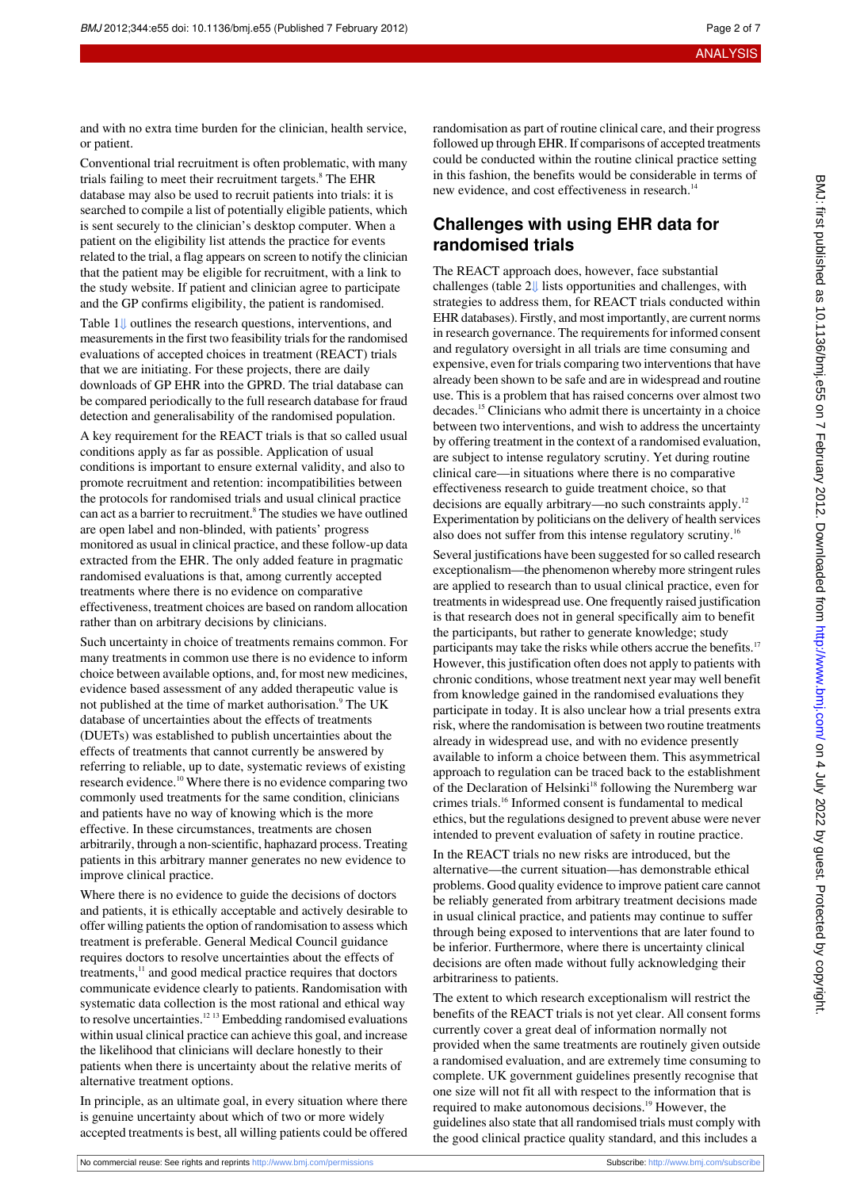and with no extra time burden for the clinician, health service, or patient.

Conventional trial recruitment is often problematic, with many trials failing to meet their recruitment targets.[8] The EHR database may also be used to recruit patients into trials: it is searched to compile a list of potentially eligible patients, which is sent securely to the clinician's desktop computer. When a patient on the eligibility list attends the practice for events related to the trial, a flag appears on screen to notify the clinician that the patient may be eligible for recruitment, with a link to the study website. If patient and clinician agree to participate and the GP confirms eligibility, the patient is randomised.

Table 1⇓ outlines the research questions, interventions, and measurements in the first two feasibility trials for the randomised evaluations of accepted choices in treatment (REACT) trials that we are initiating. For these projects, there are daily downloads of GP EHR into the GPRD. The trial database can be compared periodically to the full research database for fraud detection and generalisability of the randomised population.

A key requirement for the REACT trials is that so called usual conditions apply as far as possible. Application of usual conditions is important to ensure external validity, and also to promote recruitment and retention: incompatibilities between the protocols for randomised trials and usual clinical practice can act as a barrier to recruitment.[8] The studies we have outlined are open label and non-blinded, with patients' progress monitored as usual in clinical practice, and these follow-up data extracted from the EHR. The only added feature in pragmatic randomised evaluations is that, among currently accepted treatments where there is no evidence on comparative effectiveness, treatment choices are based on random allocation rather than on arbitrary decisions by clinicians.

Such uncertainty in choice of treatments remains common. For many treatments in common use there is no evidence to inform choice between available options, and, for most new medicines, evidence based assessment of any added therapeutic value is not published at the time of market authorisation.[9] The UK database of uncertainties about the effects of treatments (DUETs) was established to publish uncertainties about the effects of treatments that cannot currently be answered by referring to reliable, up to date, systematic reviews of existing research evidence.[10] Where there is no evidence comparing two commonly used treatments for the same condition, clinicians and patients have no way of knowing which is the more effective. In these circumstances, treatments are chosen arbitrarily, through a non-scientific, haphazard process. Treating patients in this arbitrary manner generates no new evidence to improve clinical practice.

Where there is no evidence to guide the decisions of doctors and patients, it is ethically acceptable and actively desirable to offer willing patients the option of randomisation to assess which treatment is preferable. General Medical Council guidance requires doctors to resolve uncertainties about the effects of treatments,[11] and good medical practice requires that doctors communicate evidence clearly to patients. Randomisation with systematic data collection is the most rational and ethical way to resolve uncertainties.[12,13] Embedding randomised evaluations within usual clinical practice can achieve this goal, and increase the likelihood that clinicians will declare honestly to their patients when there is uncertainty about the relative merits of alternative treatment options.

In principle, as an ultimate goal, in every situation where there is genuine uncertainty about which of two or more widely accepted treatments is best, all willing patients could be offered randomisation as part of routine clinical care, and their progress followed up through EHR. If comparisons of accepted treatments could be conducted within the routine clinical practice setting in this fashion, the benefits would be considerable in terms of new evidence, and cost effectiveness in research.[14]

## Challenges with using EHR data for randomised trials

The REACT approach does, however, face substantial challenges (table 2⇓ lists opportunities and challenges, with strategies to address them, for REACT trials conducted within EHR databases). Firstly, and most importantly, are current norms in research governance. The requirements for informed consent and regulatory oversight in all trials are time consuming and expensive, even for trials comparing two interventions that have already been shown to be safe and are in widespread and routine use. This is a problem that has raised concerns over almost two decades.[15] Clinicians who admit there is uncertainty in a choice between two interventions, and wish to address the uncertainty by offering treatment in the context of a randomised evaluation, are subject to intense regulatory scrutiny. Yet during routine clinical care—in situations where there is no comparative effectiveness research to guide treatment choice, so that decisions are equally arbitrary—no such constraints apply.[12] Experimentation by politicians on the delivery of health services also does not suffer from this intense regulatory scrutiny.[16]

Several justifications have been suggested for so called research exceptionalism—the phenomenon whereby more stringent rules are applied to research than to usual clinical practice, even for treatments in widespread use. One frequently raised justification is that research does not in general specifically aim to benefit the participants, but rather to generate knowledge; study participants may take the risks while others accrue the benefits.[17] However, this justification often does not apply to patients with chronic conditions, whose treatment next year may well benefit from knowledge gained in the randomised evaluations they participate in today. It is also unclear how a trial presents extra risk, where the randomisation is between two routine treatments already in widespread use, and with no evidence presently available to inform a choice between them. This asymmetrical approach to regulation can be traced back to the establishment of the Declaration of Helsinki[18] following the Nuremberg war crimes trials.[16] Informed consent is fundamental to medical ethics, but the regulations designed to prevent abuse were never intended to prevent evaluation of safety in routine practice.

In the REACT trials no new risks are introduced, but the alternative—the current situation—has demonstrable ethical problems. Good quality evidence to improve patient care cannot be reliably generated from arbitrary treatment decisions made in usual clinical practice, and patients may continue to suffer through being exposed to interventions that are later found to be inferior. Furthermore, where there is uncertainty clinical decisions are often made without fully acknowledging their arbitrariness to patients.

The extent to which research exceptionalism will restrict the benefits of the REACT trials is not yet clear. All consent forms currently cover a great deal of information normally not provided when the same treatments are routinely given outside a randomised evaluation, and are extremely time consuming to complete. UK government guidelines presently recognise that one size will not fit all with respect to the information that is required to make autonomous decisions.[19] However, the guidelines also state that all randomised trials must comply with the good clinical practice quality standard, and this includes a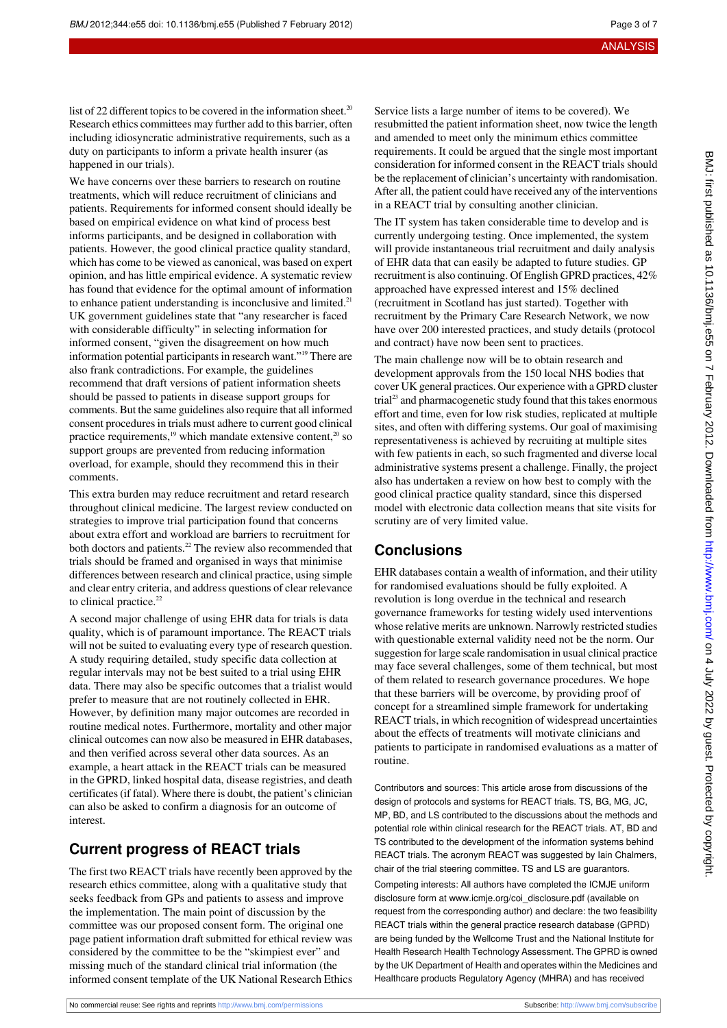list of 22 different topics to be covered in the information sheet.[20] Research ethics committees may further add to this barrier, often including idiosyncratic administrative requirements, such as a duty on participants to inform a private health insurer (as happened in our trials).

We have concerns over these barriers to research on routine treatments, which will reduce recruitment of clinicians and patients. Requirements for informed consent should ideally be based on empirical evidence on what kind of process best informs participants, and be designed in collaboration with patients. However, the good clinical practice quality standard, which has come to be viewed as canonical, was based on expert opinion, and has little empirical evidence. A systematic review has found that evidence for the optimal amount of information to enhance patient understanding is inconclusive and limited.[21] UK government guidelines state that "any researcher is faced with considerable difficulty" in selecting information for informed consent, "given the disagreement on how much information potential participants in research want."[19] There are also frank contradictions. For example, the guidelines recommend that draft versions of patient information sheets should be passed to patients in disease support groups for comments. But the same guidelines also require that all informed consent procedures in trials must adhere to current good clinical practice requirements,[19] which mandate extensive content,[20] so support groups are prevented from reducing information overload, for example, should they recommend this in their comments.

This extra burden may reduce recruitment and retard research throughout clinical medicine. The largest review conducted on strategies to improve trial participation found that concerns about extra effort and workload are barriers to recruitment for both doctors and patients.[22] The review also recommended that trials should be framed and organised in ways that minimise differences between research and clinical practice, using simple and clear entry criteria, and address questions of clear relevance to clinical practice.[22]

A second major challenge of using EHR data for trials is data quality, which is of paramount importance. The REACT trials will not be suited to evaluating every type of research question. A study requiring detailed, study specific data collection at regular intervals may not be best suited to a trial using EHR data. There may also be specific outcomes that a trialist would prefer to measure that are not routinely collected in EHR. However, by definition many major outcomes are recorded in routine medical notes. Furthermore, mortality and other major clinical outcomes can now also be measured in EHR databases, and then verified across several other data sources. As an example, a heart attack in the REACT trials can be measured in the GPRD, linked hospital data, disease registries, and death certificates (if fatal). Where there is doubt, the patient's clinician can also be asked to confirm a diagnosis for an outcome of interest.

## Current progress of REACT trials

The first two REACT trials have recently been approved by the research ethics committee, along with a qualitative study that seeks feedback from GPs and patients to assess and improve the implementation. The main point of discussion by the committee was our proposed consent form. The original one page patient information draft submitted for ethical review was considered by the committee to be the "skimpiest ever" and missing much of the standard clinical trial information (the informed consent template of the UK National Research Ethics Service lists a large number of items to be covered). We resubmitted the patient information sheet, now twice the length and amended to meet only the minimum ethics committee requirements. It could be argued that the single most important consideration for informed consent in the REACT trials should be the replacement of clinician's uncertainty with randomisation. After all, the patient could have received any of the interventions in a REACT trial by consulting another clinician.

The IT system has taken considerable time to develop and is currently undergoing testing. Once implemented, the system will provide instantaneous trial recruitment and daily analysis of EHR data that can easily be adapted to future studies. GP recruitment is also continuing. Of English GPRD practices, 42% approached have expressed interest and 15% declined (recruitment in Scotland has just started). Together with recruitment by the Primary Care Research Network, we now have over 200 interested practices, and study details (protocol and contract) have now been sent to practices.

The main challenge now will be to obtain research and development approvals from the 150 local NHS bodies that cover UK general practices. Our experience with a GPRD cluster trial[23] and pharmacogenetic study found that this takes enormous effort and time, even for low risk studies, replicated at multiple sites, and often with differing systems. Our goal of maximising representativeness is achieved by recruiting at multiple sites with few patients in each, so such fragmented and diverse local administrative systems present a challenge. Finally, the project also has undertaken a review on how best to comply with the good clinical practice quality standard, since this dispersed model with electronic data collection means that site visits for scrutiny are of very limited value.

## Conclusions

EHR databases contain a wealth of information, and their utility for randomised evaluations should be fully exploited. A revolution is long overdue in the technical and research governance frameworks for testing widely used interventions whose relative merits are unknown. Narrowly restricted studies with questionable external validity need not be the norm. Our suggestion for large scale randomisation in usual clinical practice may face several challenges, some of them technical, but most of them related to research governance procedures. We hope that these barriers will be overcome, by providing proof of concept for a streamlined simple framework for undertaking REACT trials, in which recognition of widespread uncertainties about the effects of treatments will motivate clinicians and patients to participate in randomised evaluations as a matter of routine.

Contributors and sources: This article arose from discussions of the design of protocols and systems for REACT trials. TS, BG, MG, JC, MP, BD, and LS contributed to the discussions about the methods and potential role within clinical research for the REACT trials. AT, BD and TS contributed to the development of the information systems behind REACT trials. The acronym REACT was suggested by Iain Chalmers, chair of the trial steering committee. TS and LS are guarantors.

Competing interests: All authors have completed the ICMJE uniform disclosure form at www.icmje.org/coi_disclosure.pdf (available on request from the corresponding author) and declare: the two feasibility REACT trials within the general practice research database (GPRD) are being funded by the Wellcome Trust and the National Institute for Health Research Health Technology Assessment. The GPRD is owned by the UK Department of Health and operates within the Medicines and Healthcare products Regulatory Agency (MHRA) and has received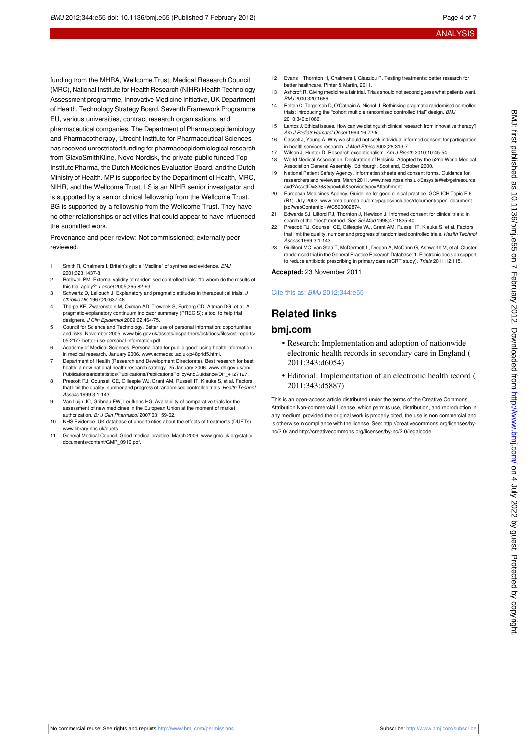funding from the MHRA, Wellcome Trust, Medical Research Council (MRC), National Institute for Health Research (NIHR) Health Technology Assessment programme, Innovative Medicine Initiative, UK Department of Health, Technology Strategy Board, Seventh Framework Programme EU, various universities, contract research organisations, and pharmaceutical companies. The Department of Pharmacoepidemiology and Pharmacotherapy, Utrecht Institute for Pharmaceutical Sciences has received unrestricted funding for pharmacoepidemiological research from GlaxoSmithKline, Novo Nordisk, the private-public funded Top Institute Pharma, the Dutch Medicines Evaluation Board, and the Dutch Ministry of Health. MP is supported by the Department of Health, MRC, NIHR, and the Wellcome Trust. LS is an NIHR senior investigator and is supported by a senior clinical fellowship from the Wellcome Trust. BG is supported by a fellowship from the Wellcome Trust. They have no other relationships or activities that could appear to have influenced the submitted work.

Provenance and peer review: Not commissioned; externally peer reviewed.

1. Smith R, Chalmers I. Britain's gift: a "Medline" of synthesised evidence. *BMJ* 2001;323:1437-8.
2. Rothwell PM. External validity of randomised controlled trials: "to whom do the results of this trial apply?" *Lancet* 2005;365:82-93.
3. Schwartz D, Lellouch J. Explanatory and pragmatic attitudes in therapeutical trials. *J Chronic Dis* 1967;20:637-48.
4. Thorpe KE, Zwarenstein M, Oxman AD, Treweek S, Furberg CD, Altman DG, et al. A pragmatic-explanatory continuum indicator summary (PRECIS): a tool to help trial designers. *J Clin Epidemiol* 2009;62:464-75.
5. Council for Science and Technology. Better use of personal information: opportunities and risks. November 2005. www.bis.gov.uk/assets/bispartners/cst/docs/files/cst-reports/05-2177-better-use-personal-information.pdf.
6. Academy of Medical Sciences. Personal data for public good: using health information in medical research. January 2006. www.acmedsci.ac.uk/p48prid5.html.
7. Department of Health (Research and Development Directorate). Best research for best health: a new national health research strategy. 25 January 2006. www.dh.gov.uk/en/Publicationsandstatistics/Publications/PublicationsPolicyAndGuidance/DH_4127127.
8. Prescott RJ, Counsell CE, Gillespie WJ, Grant AM, Russell IT, Kiauka S, et al. Factors that limit the quality, number and progress of randomised controlled trials. *Health Technol Assess* 1999;3:1-143.
9. Van Luijn JC, Gribnau FW, Leufkens HG. Availability of comparative trials for the assessment of new medicines in the European Union at the moment of market authorization. *Br J Clin Pharmacol* 2007;63:159-62.
10. NHS Evidence. UK database of uncertainties about the effects of treatments (DUETs). www.library.nhs.uk/duets.
11. General Medical Council. Good medical practice. March 2009. www.gmc-uk.org/static/documents/content/GMP_0910.pdf.
12. Evans I, Thornton H, Chalmers I, Glasziou P. Testing treatments: better research for better healthcare. Pinter & Martin, 2011.
13. Ashcroft R. Giving medicine a fair trial. Trials should not second guess what patients want. *BMJ* 2000;320:1686.
14. Relton C, Torgerson D, O'Cathain A, Nicholl J. Rethinking pragmatic randomised controlled trials: introducing the "cohort multiple randomised controlled trial" design. *BMJ* 2010;340:c1066.
15. Lantos J. Ethical issues. How can we distinguish clinical research from innovative therapy? *Am J Pediatr Hematol Oncol* 1994;16:72-5.
16. Cassell J, Young A. Why we should not seek individual informed consent for participation in health services research. *J Med Ethics* 2002;28:313-7.
17. Wilson J, Hunter D. Research exceptionalism. *Am J Bioeth* 2010;10:45-54.
18. World Medical Association. Declaration of Helsinki. Adopted by the 52nd World Medical Association General Assembly, Edinburgh, Scotland, October 2000.
19. National Patient Safety Agency. Information sheets and consent forms. Guidance for researchers and reviewers. March 2011. www.nres.npsa.nhs.uk/EasysiteWeb/getresource.axd?AssetID=338&type=full&servicetype=Attachment.
20. European Medicines Agency. Guideline for good clinical practice. GCP ICH Topic E 6 (R1). July 2002. www.ema.europa.eu/ema/pages/includes/document/open_document.jsp?webContentId=WC500002874.
21. Edwards SJ, Lilford RJ, Thornton J, Hewison J. Informed consent for clinical trials: in search of the "best" method. *Soc Sci Med* 1998;47:1825-40.
22. Prescott RJ, Counsell CE, Gillespie WJ, Grant AM, Russell IT, Kiauka S, et al. Factors that limit the quality, number and progress of randomised controlled trials. *Health Technol Assess* 1999;3:1-143.
23. Gulliford MC, van Staa T, McDermott L, Dregan A, McCann G, Ashworth M, et al. Cluster randomised trial in the General Practice Research Database: 1. Electronic decision support to reduce antibiotic prescribing in primary care (eCRT study). *Trials* 2011;12:115.

**Accepted:** 23 November 2011

Cite this as: *BMJ* 2012;344:e55

## Related links

### bmj.com

- Research: Implementation and adoption of nationwide electronic health records in secondary care in England (2011;343:d6054)
- Editorial: Implementation of an electronic health record (2011;343:d5887)

This is an open-access article distributed under the terms of the Creative Commons Attribution Non-commercial License, which permits use, distribution, and reproduction in any medium, provided the original work is properly cited, the use is non commercial and is otherwise in compliance with the license. See: http://creativecommons.org/licenses/by-nc/2.0/ and http://creativecommons.org/licenses/by-nc/2.0/legalcode.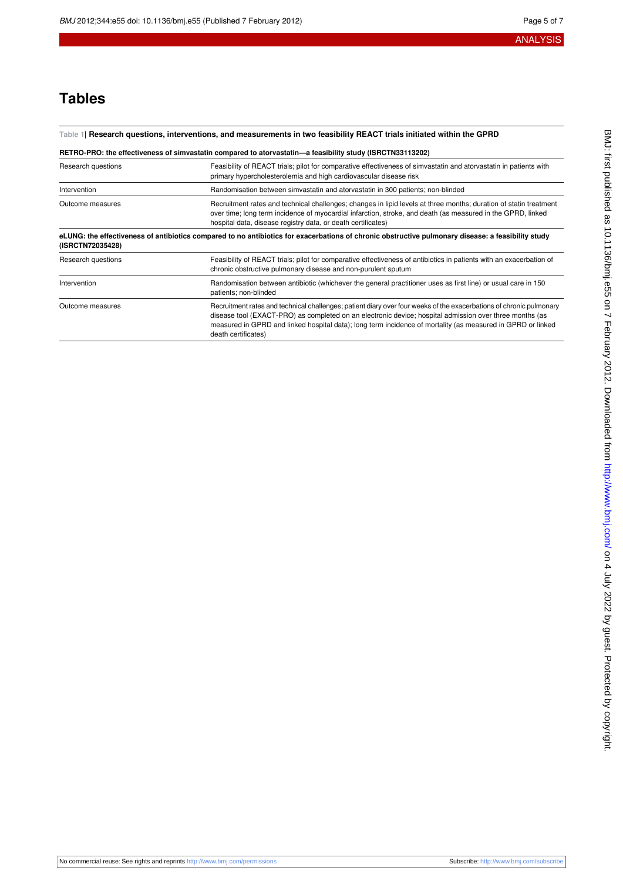# Tables

**Table 1| Research questions, interventions, and measurements in two feasibility REACT trials initiated within the GPRD**

| **RETRO-PRO: the effectiveness of simvastatin compared to atorvastatin—a feasibility study (ISRCTN33113202)** | |
|---|---|
| Research questions | Feasibility of REACT trials; pilot for comparative effectiveness of simvastatin and atorvastatin in patients with primary hypercholesterolemia and high cardiovascular disease risk |
| Intervention | Randomisation between simvastatin and atorvastatin in 300 patients; non-blinded |
| Outcome measures | Recruitment rates and technical challenges; changes in lipid levels at three months; duration of statin treatment over time; long term incidence of myocardial infarction, stroke, and death (as measured in the GPRD, linked hospital data, disease registry data, or death certificates) |
| **eLUNG: the effectiveness of antibiotics compared to no antibiotics for exacerbations of chronic obstructive pulmonary disease: a feasibility study (ISRCTN72035428)** | |
| Research questions | Feasibility of REACT trials; pilot for comparative effectiveness of antibiotics in patients with an exacerbation of chronic obstructive pulmonary disease and non-purulent sputum |
| Intervention | Randomisation between antibiotic (whichever the general practitioner uses as first line) or usual care in 150 patients; non-blinded |
| Outcome measures | Recruitment rates and technical challenges; patient diary over four weeks of the exacerbations of chronic pulmonary disease tool (EXACT-PRO) as completed on an electronic device; hospital admission over three months (as measured in GPRD and linked hospital data); long term incidence of mortality (as measured in GPRD or linked death certificates) |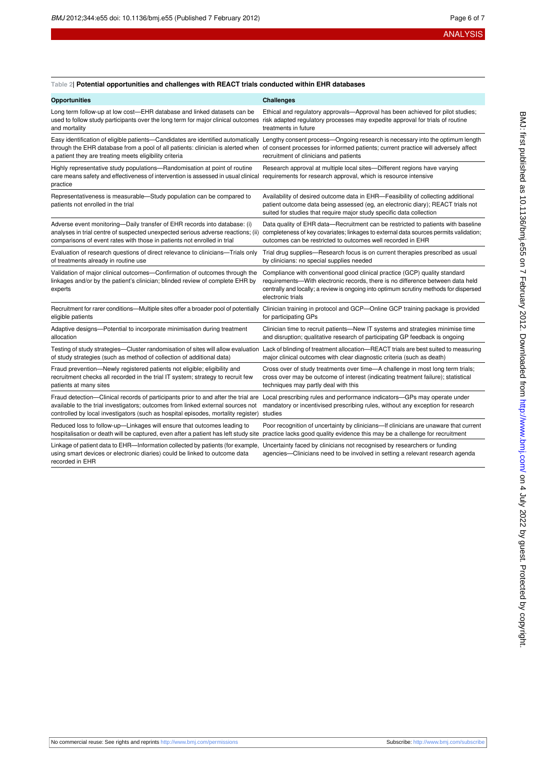**Table 2| Potential opportunities and challenges with REACT trials conducted within EHR databases**

| Opportunities | Challenges |
|---|---|
| Long term follow-up at low cost—EHR database and linked datasets can be used to follow study participants over the long term for major clinical outcomes and mortality | Ethical and regulatory approvals—Approval has been achieved for pilot studies; risk adapted regulatory processes may expedite approval for trials of routine treatments in future |
| Easy identification of eligible patients—Candidates are identified automatically through the EHR database from a pool of all patients: clinician is alerted when a patient they are treating meets eligibility criteria | Lengthy consent process—Ongoing research is necessary into the optimum length of consent processes for informed patients; current practice will adversely affect recruitment of clinicians and patients |
| Highly representative study populations—Randomisation at point of routine care means safety and effectiveness of intervention is assessed in usual clinical practice | Research approval at multiple local sites—Different regions have varying requirements for research approval, which is resource intensive |
| Representativeness is measurable—Study population can be compared to patients not enrolled in the trial | Availability of desired outcome data in EHR—Feasibility of collecting additional patient outcome data being assessed (eg, an electronic diary); REACT trials not suited for studies that require major study specific data collection |
| Adverse event monitoring—Daily transfer of EHR records into database: (i) analyses in trial centre of suspected unexpected serious adverse reactions; (ii) comparisons of event rates with those in patients not enrolled in trial | Data quality of EHR data—Recruitment can be restricted to patients with baseline completeness of key covariates; linkages to external data sources permits validation; outcomes can be restricted to outcomes well recorded in EHR |
| Evaluation of research questions of direct relevance to clinicians—Trials only of treatments already in routine use | Trial drug supplies—Research focus is on current therapies prescribed as usual by clinicians: no special supplies needed |
| Validation of major clinical outcomes—Confirmation of outcomes through the linkages and/or by the patient's clinician; blinded review of complete EHR by experts | Compliance with conventional good clinical practice (GCP) quality standard requirements—With electronic records, there is no difference between data held centrally and locally; a review is ongoing into optimum scrutiny methods for dispersed electronic trials |
| Recruitment for rarer conditions—Multiple sites offer a broader pool of potentially eligible patients | Clinician training in protocol and GCP—Online GCP training package is provided for participating GPs |
| Adaptive designs—Potential to incorporate minimisation during treatment allocation | Clinician time to recruit patients—New IT systems and strategies minimise time and disruption; qualitative research of participating GP feedback is ongoing |
| Testing of study strategies—Cluster randomisation of sites will allow evaluation of study strategies (such as method of collection of additional data) | Lack of blinding of treatment allocation—REACT trials are best suited to measuring major clinical outcomes with clear diagnostic criteria (such as death) |
| Fraud prevention—Newly registered patients not eligible; eligibility and recruitment checks all recorded in the trial IT system; strategy to recruit few patients at many sites | Cross over of study treatments over time—A challenge in most long term trials; cross over may be outcome of interest (indicating treatment failure); statistical techniques may partly deal with this |
| Fraud detection—Clinical records of participants prior to and after the trial are available to the trial investigators; outcomes from linked external sources not controlled by local investigators (such as hospital episodes, mortality register) | Local prescribing rules and performance indicators—GPs may operate under mandatory or incentivised prescribing rules, without any exception for research studies |
| Reduced loss to follow-up—Linkages will ensure that outcomes leading to hospitalisation or death will be captured, even after a patient has left study site | Poor recognition of uncertainty by clinicians—If clinicians are unaware that current practice lacks good quality evidence this may be a challenge for recruitment |
| Linkage of patient data to EHR—Information collected by patients (for example, using smart devices or electronic diaries) could be linked to outcome data recorded in EHR | Uncertainty faced by clinicians not recognised by researchers or funding agencies—Clinicians need to be involved in setting a relevant research agenda |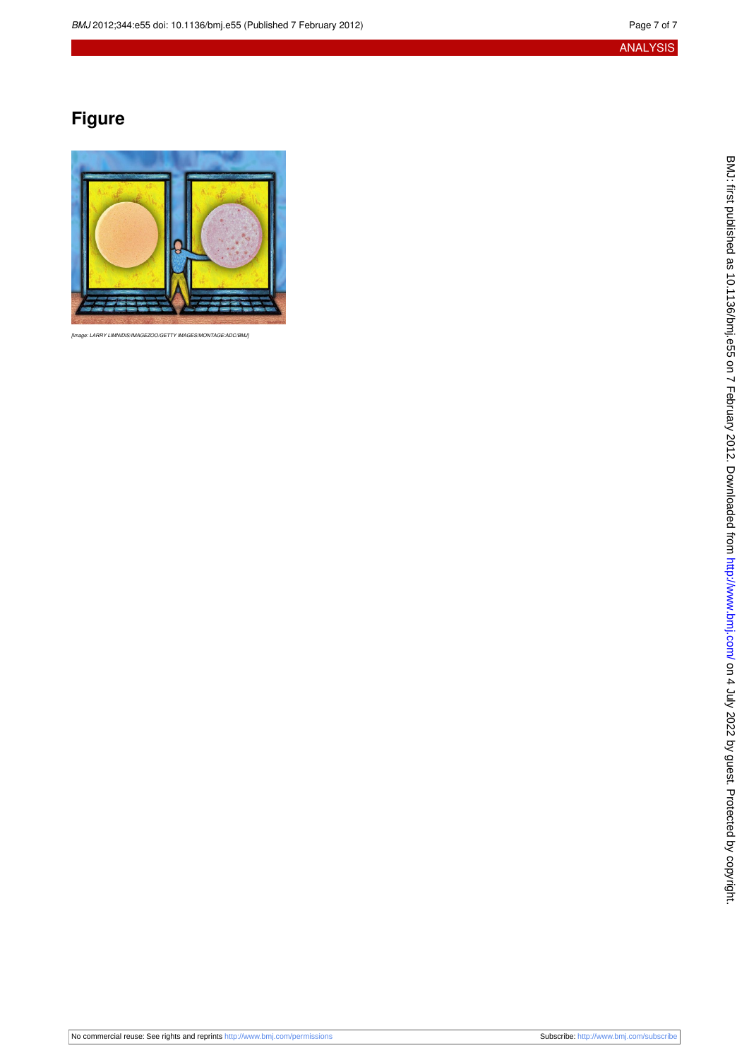# Figure

[Image: LARRY LIMNIDIS/IMAGEZOO/GETTY IMAGES/MONTAGE:ADC/BMJ]